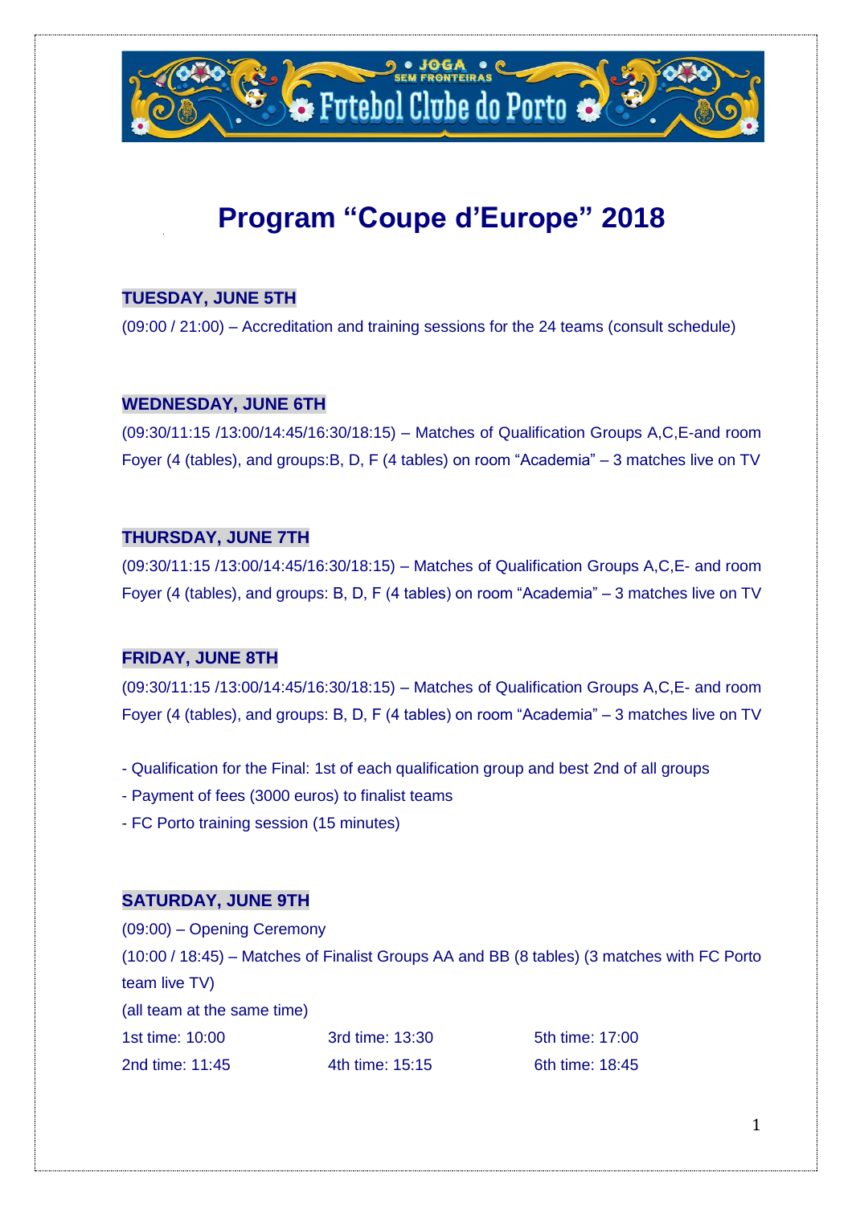# Program "Coupe d'Europe" 2018

## TUESDAY, JUNE 5TH

(09:00 / 21:00) – Accreditation and training sessions for the 24 teams (consult schedule)

## WEDNESDAY, JUNE 6TH

(09:30/11:15 /13:00/14:45/16:30/18:15) – Matches of Qualification Groups A,C,E-and room Foyer (4 (tables), and groups:B, D, F (4 tables) on room "Academia" – 3 matches live on TV

## THURSDAY, JUNE 7TH

(09:30/11:15 /13:00/14:45/16:30/18:15) – Matches of Qualification Groups A,C,E- and room Foyer (4 (tables), and groups: B, D, F (4 tables) on room "Academia" – 3 matches live on TV

## FRIDAY, JUNE 8TH

(09:30/11:15 /13:00/14:45/16:30/18:15) – Matches of Qualification Groups A,C,E- and room Foyer (4 (tables), and groups: B, D, F (4 tables) on room "Academia" – 3 matches live on TV

- Qualification for the Final: 1st of each qualification group and best 2nd of all groups
- Payment of fees (3000 euros) to finalist teams
- FC Porto training session (15 minutes)

## SATURDAY, JUNE 9TH

(09:00) – Opening Ceremony

(10:00 / 18:45) – Matches of Finalist Groups AA and BB (8 tables) (3 matches with FC Porto team live TV)

(all team at the same time)

| | | |
|---|---|---|
| 1st time: 10:00 | 3rd time: 13:30 | 5th time: 17:00 |
| 2nd time: 11:45 | 4th time: 15:15 | 6th time: 18:45 |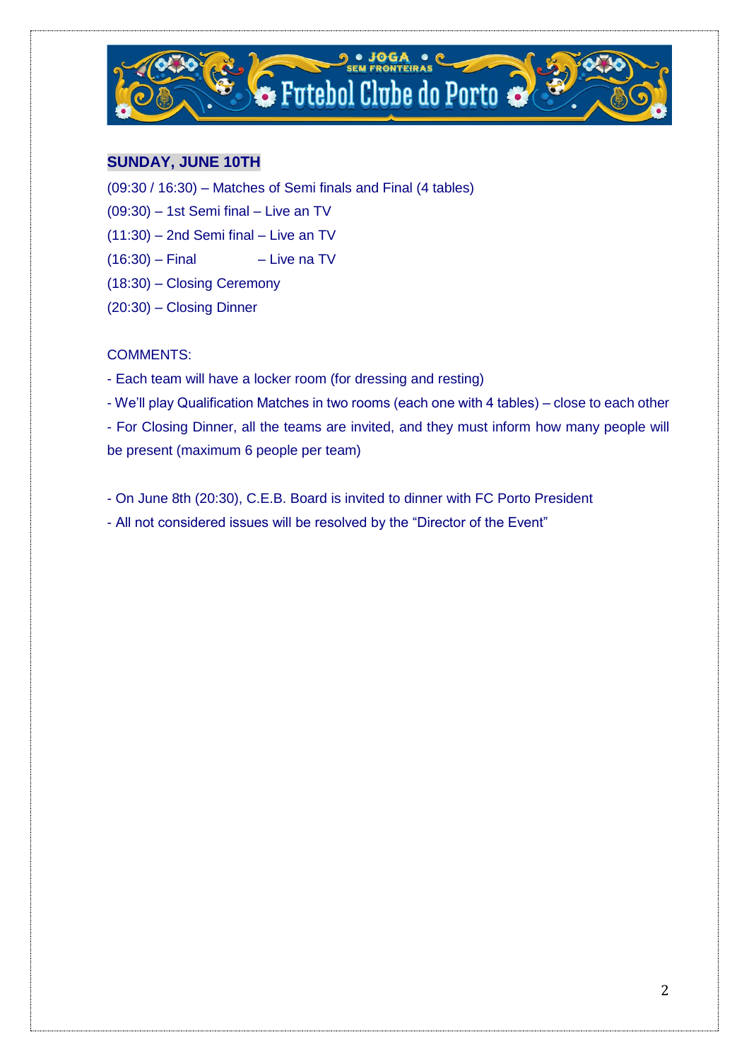## SUNDAY, JUNE 10TH

(09:30 / 16:30) – Matches of Semi finals and Final (4 tables)

(09:30) – 1st Semi final – Live an TV

(11:30) – 2nd Semi final – Live an TV

(16:30) – Final – Live na TV

(18:30) – Closing Ceremony

(20:30) – Closing Dinner

COMMENTS:

- Each team will have a locker room (for dressing and resting)
- We'll play Qualification Matches in two rooms (each one with 4 tables) – close to each other
- For Closing Dinner, all the teams are invited, and they must inform how many people will be present (maximum 6 people per team)

- On June 8th (20:30), C.E.B. Board is invited to dinner with FC Porto President
- All not considered issues will be resolved by the "Director of the Event"